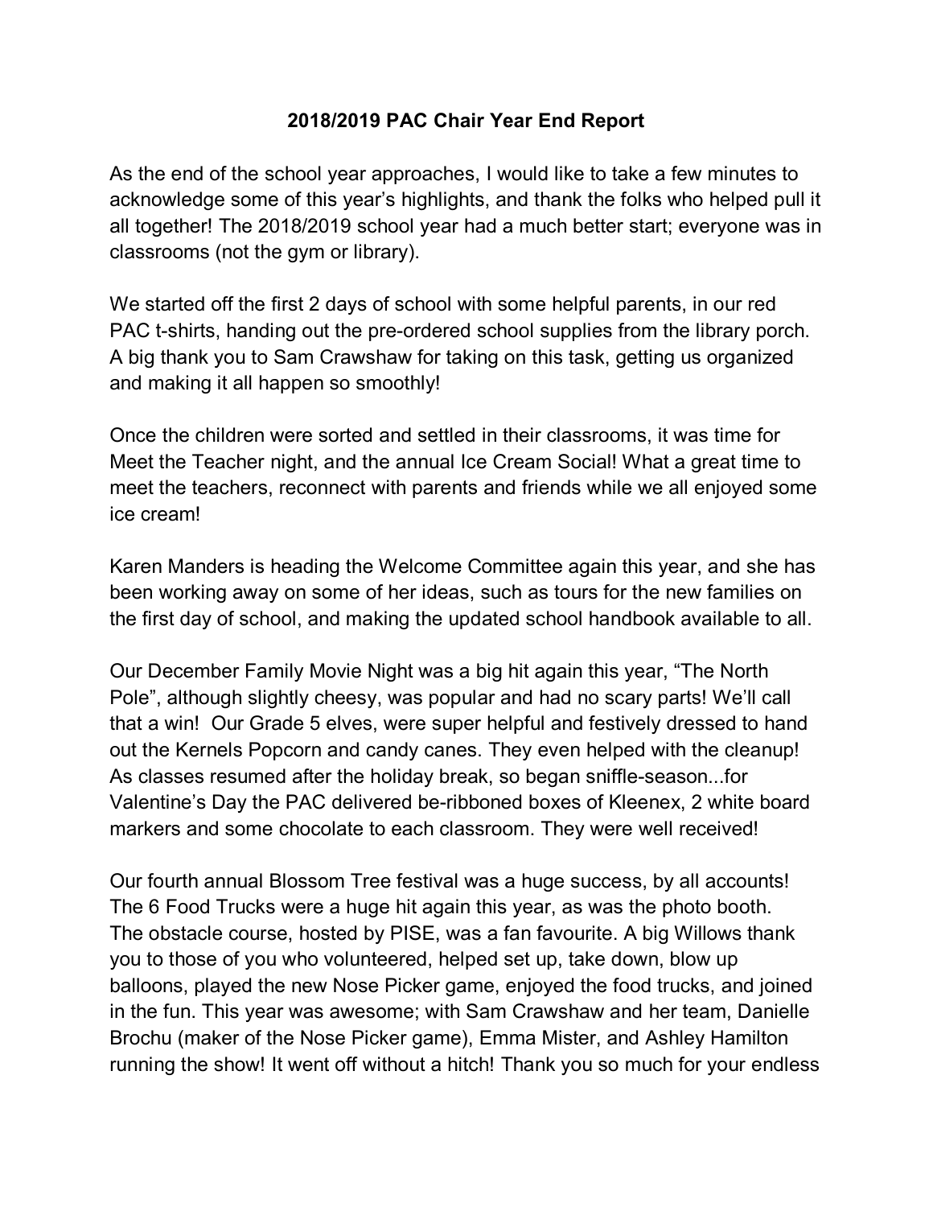# 2018/2019 PAC Chair Year End Report

As the end of the school year approaches, I would like to take a few minutes to acknowledge some of this year's highlights, and thank the folks who helped pull it all together! The 2018/2019 school year had a much better start; everyone was in classrooms (not the gym or library).

We started off the first 2 days of school with some helpful parents, in our red PAC t-shirts, handing out the pre-ordered school supplies from the library porch. A big thank you to Sam Crawshaw for taking on this task, getting us organized and making it all happen so smoothly!

Once the children were sorted and settled in their classrooms, it was time for Meet the Teacher night, and the annual Ice Cream Social! What a great time to meet the teachers, reconnect with parents and friends while we all enjoyed some ice cream!

Karen Manders is heading the Welcome Committee again this year, and she has been working away on some of her ideas, such as tours for the new families on the first day of school, and making the updated school handbook available to all.

Our December Family Movie Night was a big hit again this year, "The North Pole", although slightly cheesy, was popular and had no scary parts! We'll call that a win! Our Grade 5 elves, were super helpful and festively dressed to hand out the Kernels Popcorn and candy canes. They even helped with the cleanup! As classes resumed after the holiday break, so began sniffle-season...for Valentine's Day the PAC delivered be-ribboned boxes of Kleenex, 2 white board markers and some chocolate to each classroom. They were well received!

Our fourth annual Blossom Tree festival was a huge success, by all accounts! The 6 Food Trucks were a huge hit again this year, as was the photo booth. The obstacle course, hosted by PISE, was a fan favourite. A big Willows thank you to those of you who volunteered, helped set up, take down, blow up balloons, played the new Nose Picker game, enjoyed the food trucks, and joined in the fun. This year was awesome; with Sam Crawshaw and her team, Danielle Brochu (maker of the Nose Picker game), Emma Mister, and Ashley Hamilton running the show! It went off without a hitch! Thank you so much for your endless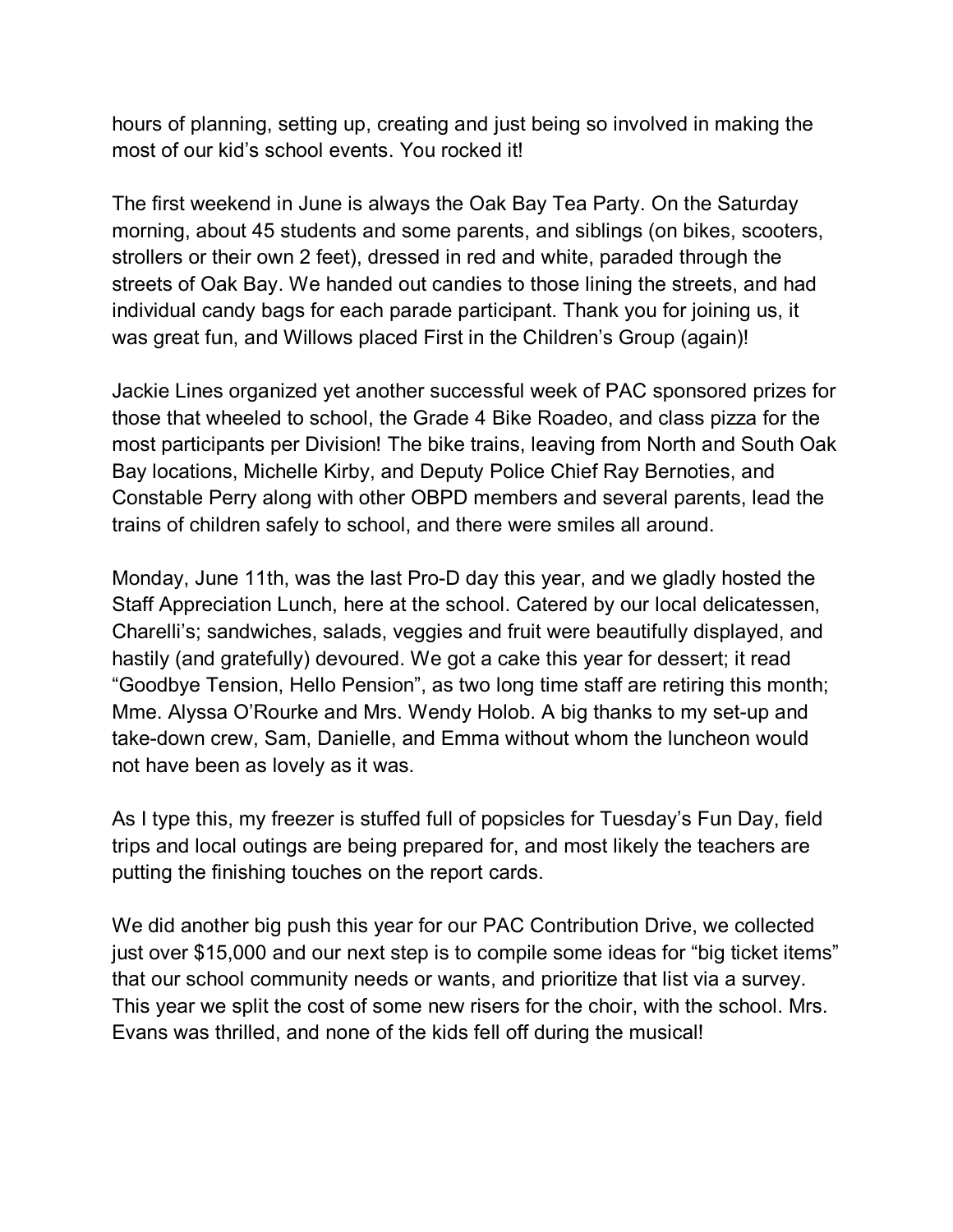hours of planning, setting up, creating and just being so involved in making the most of our kid's school events. You rocked it!

The first weekend in June is always the Oak Bay Tea Party. On the Saturday morning, about 45 students and some parents, and siblings (on bikes, scooters, strollers or their own 2 feet), dressed in red and white, paraded through the streets of Oak Bay. We handed out candies to those lining the streets, and had individual candy bags for each parade participant. Thank you for joining us, it was great fun, and Willows placed First in the Children's Group (again)!

Jackie Lines organized yet another successful week of PAC sponsored prizes for those that wheeled to school, the Grade 4 Bike Roadeo, and class pizza for the most participants per Division! The bike trains, leaving from North and South Oak Bay locations, Michelle Kirby, and Deputy Police Chief Ray Bernoties, and Constable Perry along with other OBPD members and several parents, lead the trains of children safely to school, and there were smiles all around.

Monday, June 11th, was the last Pro-D day this year, and we gladly hosted the Staff Appreciation Lunch, here at the school. Catered by our local delicatessen, Charelli's; sandwiches, salads, veggies and fruit were beautifully displayed, and hastily (and gratefully) devoured. We got a cake this year for dessert; it read "Goodbye Tension, Hello Pension", as two long time staff are retiring this month; Mme. Alyssa O'Rourke and Mrs. Wendy Holob. A big thanks to my set-up and take-down crew, Sam, Danielle, and Emma without whom the luncheon would not have been as lovely as it was.

As I type this, my freezer is stuffed full of popsicles for Tuesday's Fun Day, field trips and local outings are being prepared for, and most likely the teachers are putting the finishing touches on the report cards.

We did another big push this year for our PAC Contribution Drive, we collected just over $15,000 and our next step is to compile some ideas for "big ticket items" that our school community needs or wants, and prioritize that list via a survey. This year we split the cost of some new risers for the choir, with the school. Mrs. Evans was thrilled, and none of the kids fell off during the musical!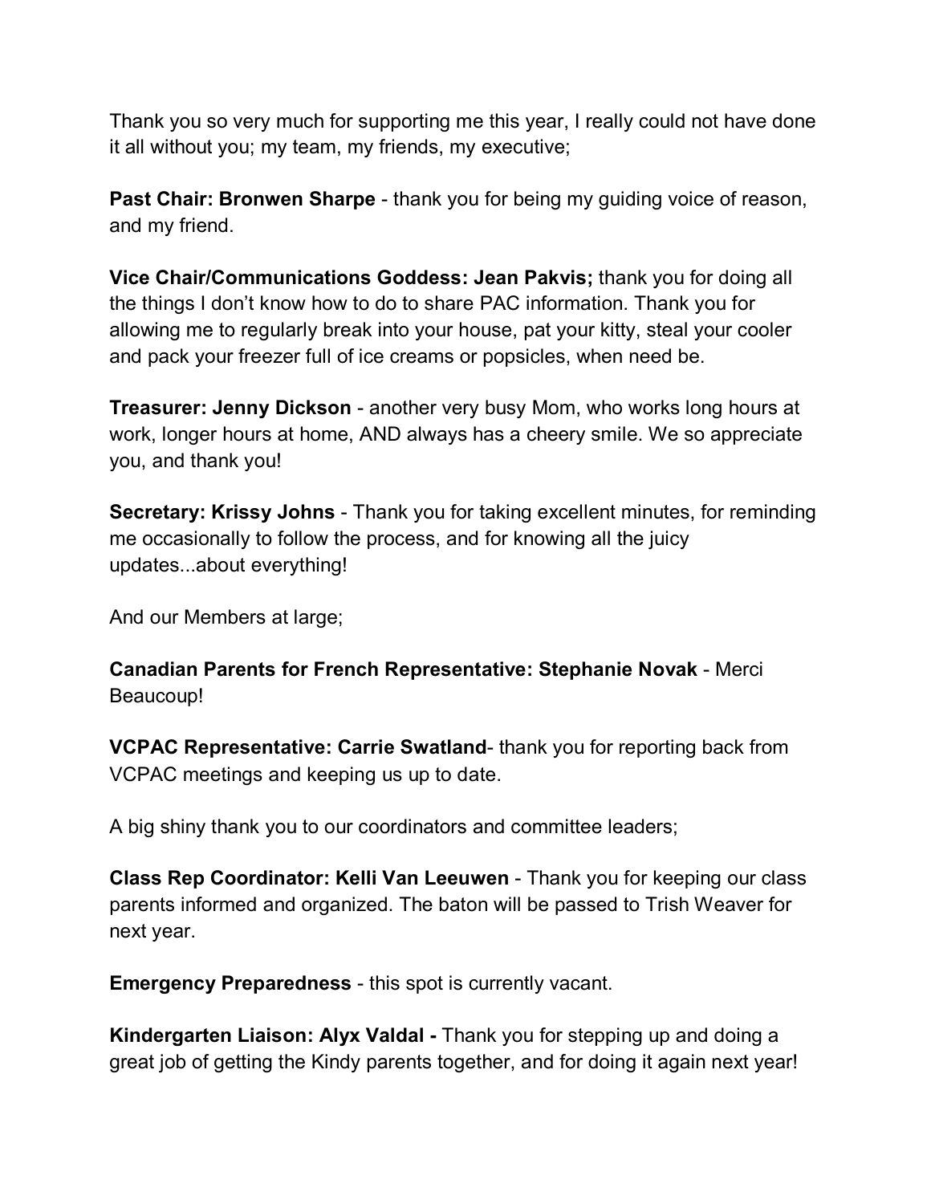Thank you so very much for supporting me this year, I really could not have done it all without you; my team, my friends, my executive;

**Past Chair: Bronwen Sharpe** - thank you for being my guiding voice of reason, and my friend.

**Vice Chair/Communications Goddess: Jean Pakvis;** thank you for doing all the things I don't know how to do to share PAC information. Thank you for allowing me to regularly break into your house, pat your kitty, steal your cooler and pack your freezer full of ice creams or popsicles, when need be.

**Treasurer: Jenny Dickson** - another very busy Mom, who works long hours at work, longer hours at home, AND always has a cheery smile. We so appreciate you, and thank you!

**Secretary: Krissy Johns** - Thank you for taking excellent minutes, for reminding me occasionally to follow the process, and for knowing all the juicy updates...about everything!

And our Members at large;

**Canadian Parents for French Representative: Stephanie Novak** - Merci Beaucoup!

**VCPAC Representative: Carrie Swatland**- thank you for reporting back from VCPAC meetings and keeping us up to date.

A big shiny thank you to our coordinators and committee leaders;

**Class Rep Coordinator: Kelli Van Leeuwen** - Thank you for keeping our class parents informed and organized. The baton will be passed to Trish Weaver for next year.

**Emergency Preparedness** - this spot is currently vacant.

**Kindergarten Liaison: Alyx Valdal -** Thank you for stepping up and doing a great job of getting the Kindy parents together, and for doing it again next year!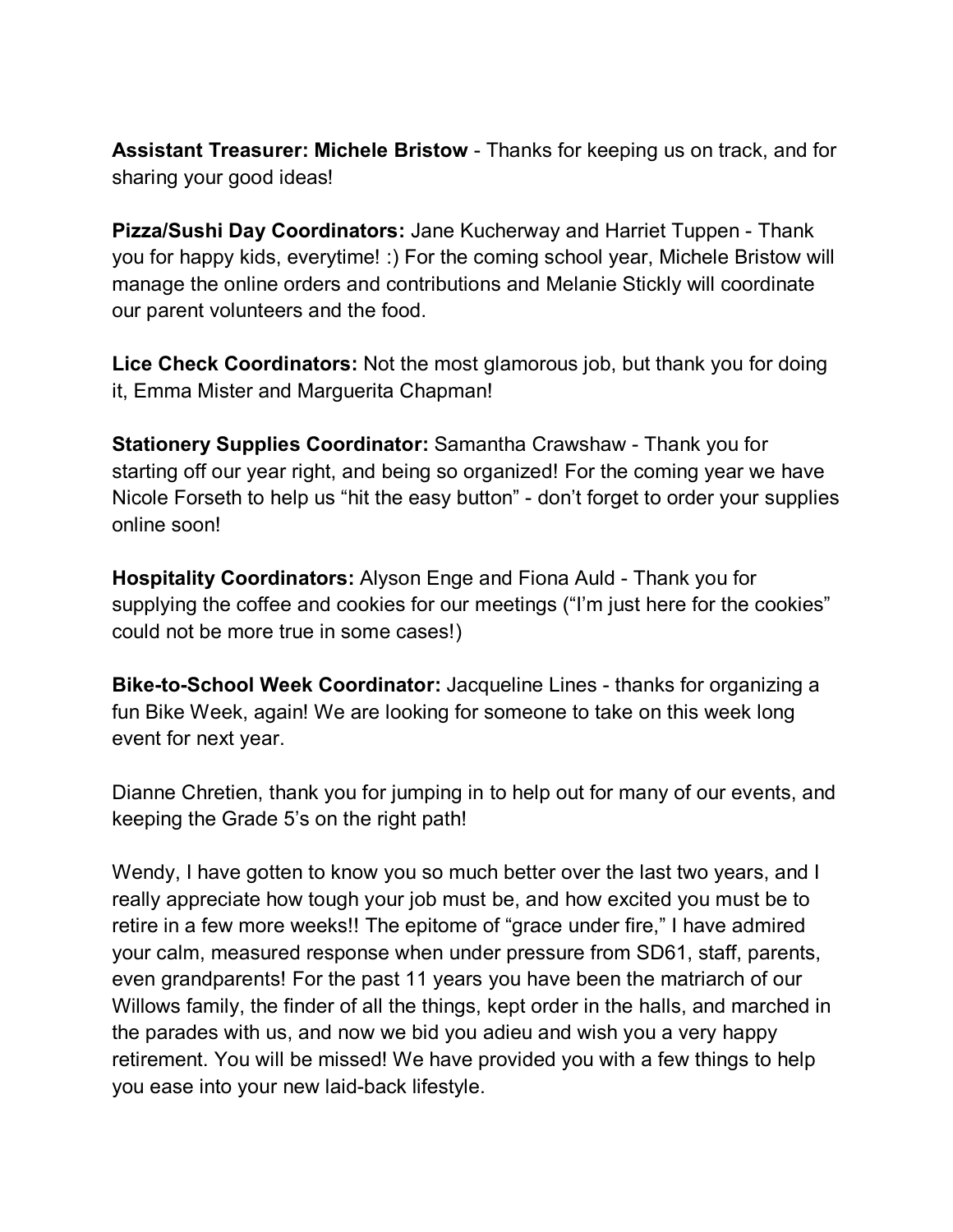**Assistant Treasurer: Michele Bristow** - Thanks for keeping us on track, and for sharing your good ideas!

**Pizza/Sushi Day Coordinators:** Jane Kucherway and Harriet Tuppen - Thank you for happy kids, everytime! :) For the coming school year, Michele Bristow will manage the online orders and contributions and Melanie Stickly will coordinate our parent volunteers and the food.

**Lice Check Coordinators:** Not the most glamorous job, but thank you for doing it, Emma Mister and Marguerita Chapman!

**Stationery Supplies Coordinator:** Samantha Crawshaw - Thank you for starting off our year right, and being so organized! For the coming year we have Nicole Forseth to help us “hit the easy button” - don’t forget to order your supplies online soon!

**Hospitality Coordinators:** Alyson Enge and Fiona Auld - Thank you for supplying the coffee and cookies for our meetings (“I’m just here for the cookies” could not be more true in some cases!)

**Bike-to-School Week Coordinator:** Jacqueline Lines - thanks for organizing a fun Bike Week, again! We are looking for someone to take on this week long event for next year.

Dianne Chretien, thank you for jumping in to help out for many of our events, and keeping the Grade 5’s on the right path!

Wendy, I have gotten to know you so much better over the last two years, and I really appreciate how tough your job must be, and how excited you must be to retire in a few more weeks!! The epitome of “grace under fire,” I have admired your calm, measured response when under pressure from SD61, staff, parents, even grandparents! For the past 11 years you have been the matriarch of our Willows family, the finder of all the things, kept order in the halls, and marched in the parades with us, and now we bid you adieu and wish you a very happy retirement. You will be missed! We have provided you with a few things to help you ease into your new laid-back lifestyle.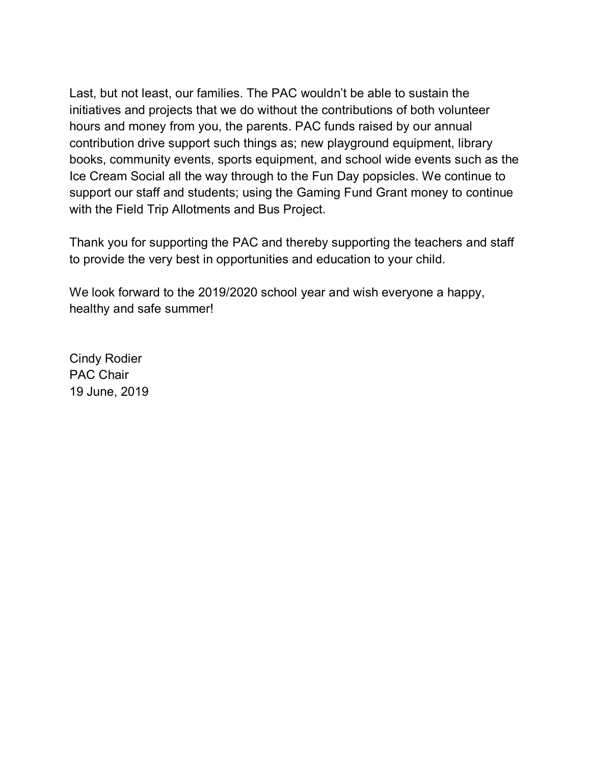Last, but not least, our families. The PAC wouldn't be able to sustain the initiatives and projects that we do without the contributions of both volunteer hours and money from you, the parents. PAC funds raised by our annual contribution drive support such things as; new playground equipment, library books, community events, sports equipment, and school wide events such as the Ice Cream Social all the way through to the Fun Day popsicles. We continue to support our staff and students; using the Gaming Fund Grant money to continue with the Field Trip Allotments and Bus Project.

Thank you for supporting the PAC and thereby supporting the teachers and staff to provide the very best in opportunities and education to your child.

We look forward to the 2019/2020 school year and wish everyone a happy, healthy and safe summer!

Cindy Rodier
PAC Chair
19 June, 2019